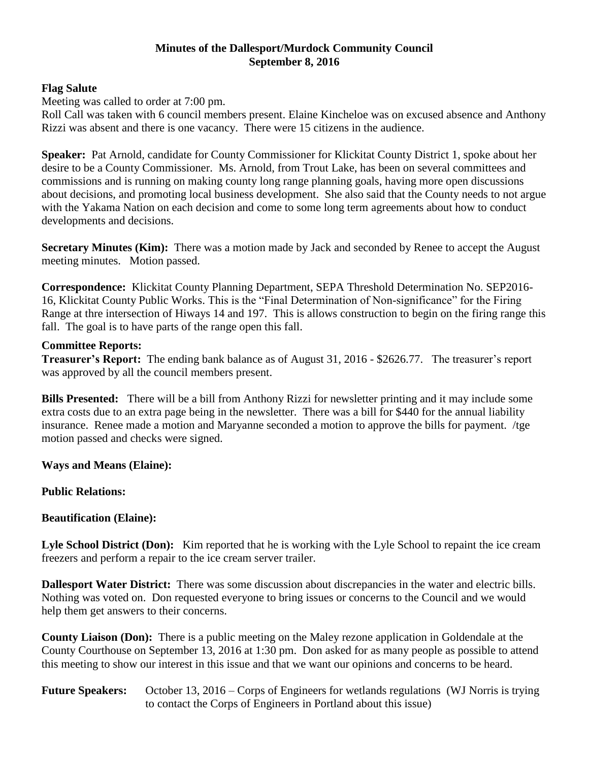# Minutes of the Dallesport/Murdock Community Council
## September 8, 2016

**Flag Salute**

Meeting was called to order at 7:00 pm.

Roll Call was taken with 6 council members present. Elaine Kincheloe was on excused absence and Anthony Rizzi was absent and there is one vacancy. There were 15 citizens in the audience.

**Speaker:** Pat Arnold, candidate for County Commissioner for Klickitat County District 1, spoke about her desire to be a County Commissioner. Ms. Arnold, from Trout Lake, has been on several committees and commissions and is running on making county long range planning goals, having more open discussions about decisions, and promoting local business development. She also said that the County needs to not argue with the Yakama Nation on each decision and come to some long term agreements about how to conduct developments and decisions.

**Secretary Minutes (Kim):** There was a motion made by Jack and seconded by Renee to accept the August meeting minutes. Motion passed.

**Correspondence:** Klickitat County Planning Department, SEPA Threshold Determination No. SEP2016-16, Klickitat County Public Works. This is the "Final Determination of Non-significance" for the Firing Range at thre intersection of Hiways 14 and 197. This is allows construction to begin on the firing range this fall. The goal is to have parts of the range open this fall.

**Committee Reports:**

**Treasurer's Report:** The ending bank balance as of August 31, 2016 - $2626.77. The treasurer's report was approved by all the council members present.

**Bills Presented:** There will be a bill from Anthony Rizzi for newsletter printing and it may include some extra costs due to an extra page being in the newsletter. There was a bill for $440 for the annual liability insurance. Renee made a motion and Maryanne seconded a motion to approve the bills for payment. /tge motion passed and checks were signed.

**Ways and Means (Elaine):**

**Public Relations:**

**Beautification (Elaine):**

**Lyle School District (Don):** Kim reported that he is working with the Lyle School to repaint the ice cream freezers and perform a repair to the ice cream server trailer.

**Dallesport Water District:** There was some discussion about discrepancies in the water and electric bills. Nothing was voted on. Don requested everyone to bring issues or concerns to the Council and we would help them get answers to their concerns.

**County Liaison (Don):** There is a public meeting on the Maley rezone application in Goldendale at the County Courthouse on September 13, 2016 at 1:30 pm. Don asked for as many people as possible to attend this meeting to show our interest in this issue and that we want our opinions and concerns to be heard.

**Future Speakers:** October 13, 2016 – Corps of Engineers for wetlands regulations (WJ Norris is trying to contact the Corps of Engineers in Portland about this issue)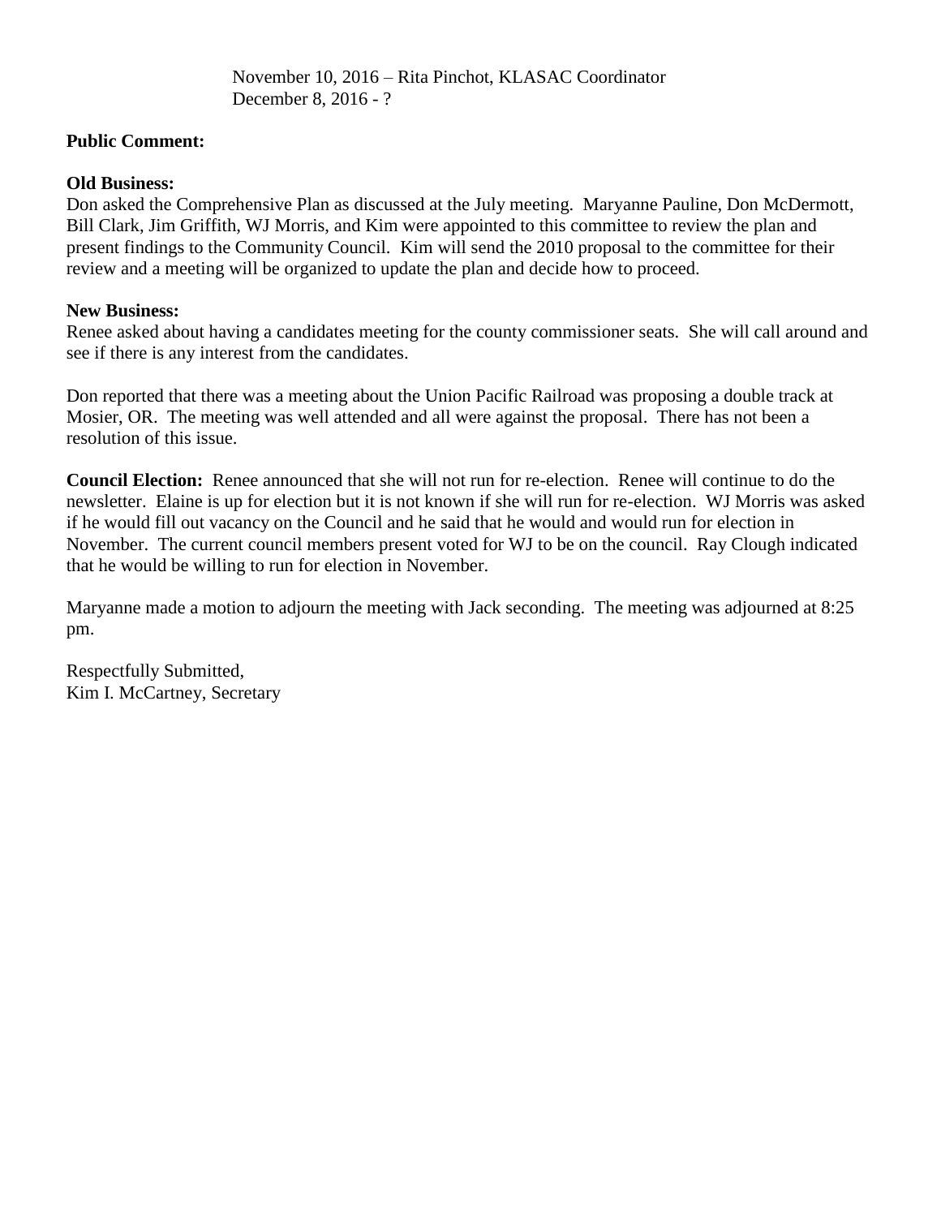November 10, 2016 – Rita Pinchot, KLASAC Coordinator
December 8, 2016 - ?

**Public Comment:**

**Old Business:**
Don asked the Comprehensive Plan as discussed at the July meeting. Maryanne Pauline, Don McDermott, Bill Clark, Jim Griffith, WJ Morris, and Kim were appointed to this committee to review the plan and present findings to the Community Council. Kim will send the 2010 proposal to the committee for their review and a meeting will be organized to update the plan and decide how to proceed.

**New Business:**
Renee asked about having a candidates meeting for the county commissioner seats. She will call around and see if there is any interest from the candidates.

Don reported that there was a meeting about the Union Pacific Railroad was proposing a double track at Mosier, OR. The meeting was well attended and all were against the proposal. There has not been a resolution of this issue.

**Council Election:** Renee announced that she will not run for re-election. Renee will continue to do the newsletter. Elaine is up for election but it is not known if she will run for re-election. WJ Morris was asked if he would fill out vacancy on the Council and he said that he would and would run for election in November. The current council members present voted for WJ to be on the council. Ray Clough indicated that he would be willing to run for election in November.

Maryanne made a motion to adjourn the meeting with Jack seconding. The meeting was adjourned at 8:25 pm.

Respectfully Submitted,
Kim I. McCartney, Secretary